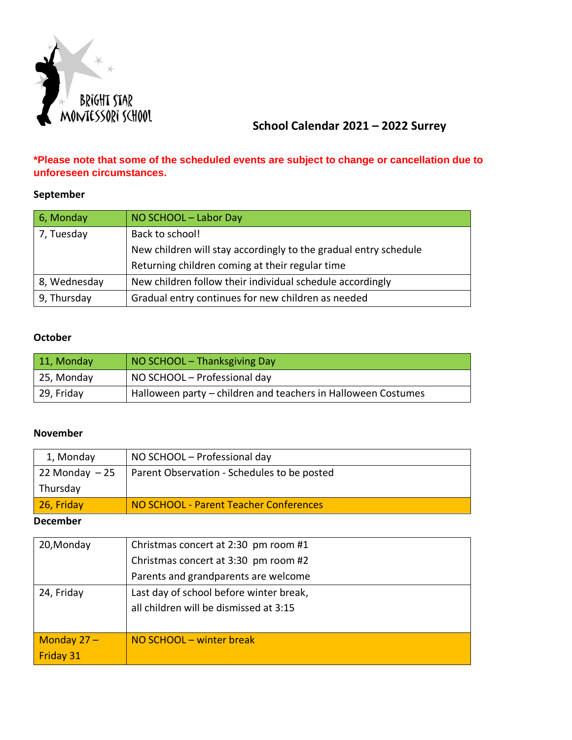BRIGHT STAR MONTESSORI SCHOOL

# School Calendar 2021 – 2022 Surrey

***Please note that some of the scheduled events are subject to change or cancellation due to unforeseen circumstances.**

## September

| Date | Event |
|---|---|
| 6, Monday | NO SCHOOL – Labor Day |
| 7, Tuesday | Back to school!<br>New children will stay accordingly to the gradual entry schedule<br>Returning children coming at their regular time |
| 8, Wednesday | New children follow their individual schedule accordingly |
| 9, Thursday | Gradual entry continues for new children as needed |

## October

| Date | Event |
|---|---|
| 11, Monday | NO SCHOOL – Thanksgiving Day |
| 25, Monday | NO SCHOOL – Professional day |
| 29, Friday | Halloween party – children and teachers in Halloween Costumes |

## November

| Date | Event |
|---|---|
| 1, Monday | NO SCHOOL – Professional day |
| 22 Monday – 25 Thursday | Parent Observation - Schedules to be posted |
| 26, Friday | NO SCHOOL - Parent Teacher Conferences |

## December

| Date | Event |
|---|---|
| 20,Monday | Christmas concert at 2:30 pm room #1<br>Christmas concert at 3:30 pm room #2<br>Parents and grandparents are welcome |
| 24, Friday | Last day of school before winter break,<br>all children will be dismissed at 3:15 |
| Monday 27 – Friday 31 | NO SCHOOL – winter break |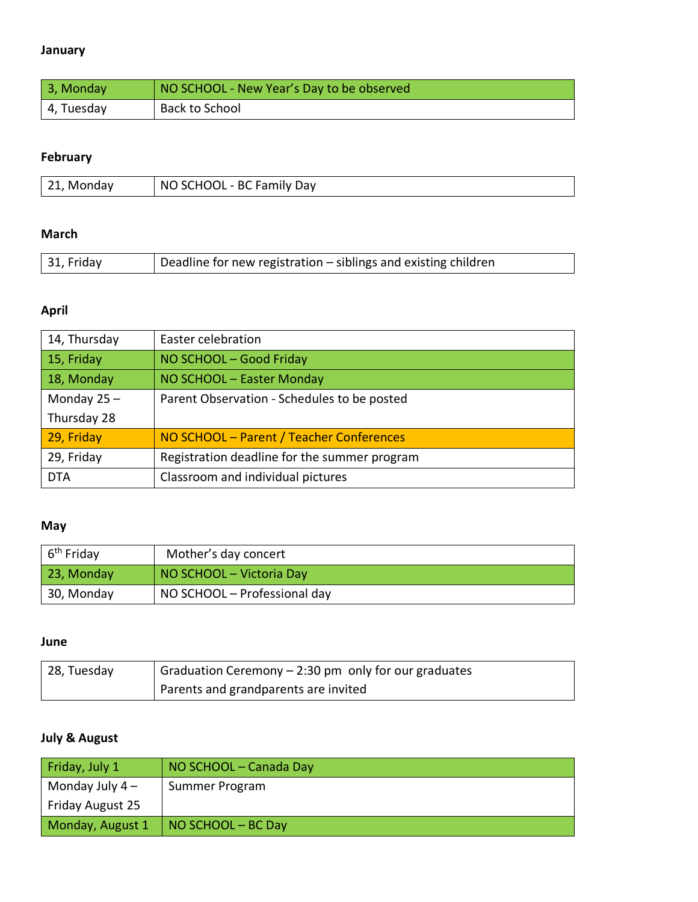**January**

| | |
|---|---|
| 3, Monday | NO SCHOOL - New Year's Day to be observed |
| 4, Tuesday | Back to School |

**February**

| | |
|---|---|
| 21, Monday | NO SCHOOL - BC Family Day |

**March**

| | |
|---|---|
| 31, Friday | Deadline for new registration – siblings and existing children |

**April**

| | |
|---|---|
| 14, Thursday | Easter celebration |
| 15, Friday | NO SCHOOL – Good Friday |
| 18, Monday | NO SCHOOL – Easter Monday |
| Monday 25 – Thursday 28 | Parent Observation - Schedules to be posted |
| 29, Friday | NO SCHOOL – Parent / Teacher Conferences |
| 29, Friday | Registration deadline for the summer program |
| DTA | Classroom and individual pictures |

**May**

| | |
|---|---|
| 6th Friday | Mother's day concert |
| 23, Monday | NO SCHOOL – Victoria Day |
| 30, Monday | NO SCHOOL – Professional day |

**June**

| | |
|---|---|
| 28, Tuesday | Graduation Ceremony – 2:30 pm only for our graduates<br>Parents and grandparents are invited |

**July & August**

| | |
|---|---|
| Friday, July 1 | NO SCHOOL – Canada Day |
| Monday July 4 – Friday August 25 | Summer Program |
| Monday, August 1 | NO SCHOOL – BC Day |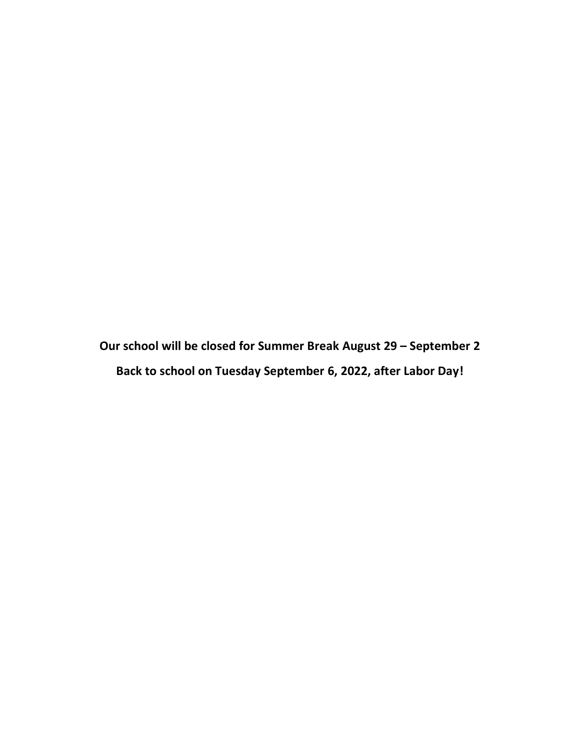**Our school will be closed for Summer Break August 29 – September 2**

**Back to school on Tuesday September 6, 2022, after Labor Day!**